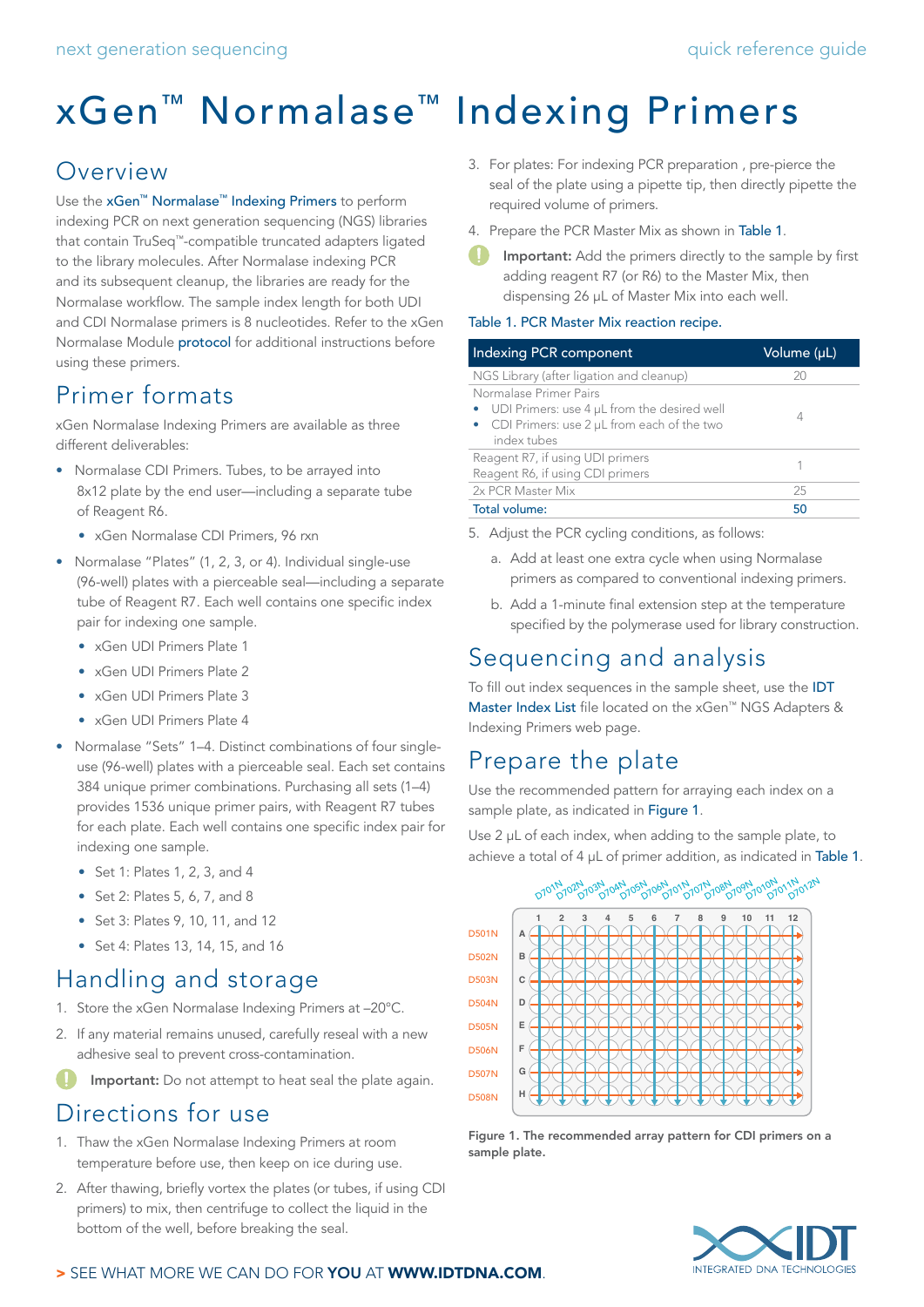# xGen™ Normalase™ Indexing Primers

## Overview

Use the xGen™ Normalase™ Indexing Primers to perform indexing PCR on next generation sequencing (NGS) libraries that contain TruSeq™-compatible truncated adapters ligated to the library molecules. After Normalase indexing PCR and its subsequent cleanup, the libraries are ready for the Normalase workflow. The sample index length for both UDI and CDI Normalase primers is 8 nucleotides. Refer to the xGen Normalase Module protocol for additional instructions before using these primers.

## Primer formats

xGen Normalase Indexing Primers are available as three different deliverables:

- Normalase CDI Primers. Tubes, to be arrayed into 8x12 plate by the end user—including a separate tube of Reagent R6.
  - xGen Normalase CDI Primers, 96 rxn
- Normalase "Plates" (1, 2, 3, or 4). Individual single-use (96-well) plates with a pierceable seal—including a separate tube of Reagent R7. Each well contains one specific index pair for indexing one sample.
  - xGen UDI Primers Plate 1
  - xGen UDI Primers Plate 2
  - xGen UDI Primers Plate 3
  - xGen UDI Primers Plate 4
- Normalase "Sets" 1–4. Distinct combinations of four single-use (96-well) plates with a pierceable seal. Each set contains 384 unique primer combinations. Purchasing all sets (1–4) provides 1536 unique primer pairs, with Reagent R7 tubes for each plate. Each well contains one specific index pair for indexing one sample.
  - Set 1: Plates 1, 2, 3, and 4
  - Set 2: Plates 5, 6, 7, and 8
  - Set 3: Plates 9, 10, 11, and 12
  - Set 4: Plates 13, 14, 15, and 16

## Handling and storage

1. Store the xGen Normalase Indexing Primers at –20°C.
2. If any material remains unused, carefully reseal with a new adhesive seal to prevent cross-contamination.

**Important:** Do not attempt to heat seal the plate again.

## Directions for use

1. Thaw the xGen Normalase Indexing Primers at room temperature before use, then keep on ice during use.
2. After thawing, briefly vortex the plates (or tubes, if using CDI primers) to mix, then centrifuge to collect the liquid in the bottom of the well, before breaking the seal.
3. For plates: For indexing PCR preparation , pre-pierce the seal of the plate using a pipette tip, then directly pipette the required volume of primers.
4. Prepare the PCR Master Mix as shown in Table 1.

**Important:** Add the primers directly to the sample by first adding reagent R7 (or R6) to the Master Mix, then dispensing 26 µL of Master Mix into each well.

Table 1. PCR Master Mix reaction recipe.

| Indexing PCR component | Volume (µL) |
|---|---|
| NGS Library (after ligation and cleanup) | 20 |
| Normalase Primer Pairs<br>• UDI Primers: use 4 µL from the desired well<br>• CDI Primers: use 2 µL from each of the two index tubes | 4 |
| Reagent R7, if using UDI primers<br>Reagent R6, if using CDI primers | 1 |
| 2x PCR Master Mix | 25 |
| Total volume: | 50 |

5. Adjust the PCR cycling conditions, as follows:
   a. Add at least one extra cycle when using Normalase primers as compared to conventional indexing primers.
   b. Add a 1-minute final extension step at the temperature specified by the polymerase used for library construction.

## Sequencing and analysis

To fill out index sequences in the sample sheet, use the IDT Master Index List file located on the xGen™ NGS Adapters & Indexing Primers web page.

## Prepare the plate

Use the recommended pattern for arraying each index on a sample plate, as indicated in Figure 1.

Use 2 µL of each index, when adding to the sample plate, to achieve a total of 4 µL of primer addition, as indicated in Table 1.

D701N D702N D703N D704N D705N D706N D701N D707N D708N D709N D7010N D7011N D7012N

| | 1 | 2 | 3 | 4 | 5 | 6 | 7 | 8 | 9 | 10 | 11 | 12 |
|---|---|---|---|---|---|---|---|---|---|---|---|---|
| D501N A | | | | | | | | | | | | |
| D502N B | | | | | | | | | | | | |
| D503N C | | | | | | | | | | | | |
| D504N D | | | | | | | | | | | | |
| D505N E | | | | | | | | | | | | |
| D506N F | | | | | | | | | | | | |
| D507N G | | | | | | | | | | | | |
| D508N H | | | | | | | | | | | | |

**Figure 1. The recommended array pattern for CDI primers on a sample plate.**

> SEE WHAT MORE WE CAN DO FOR **YOU** AT **WWW.IDTDNA.COM**.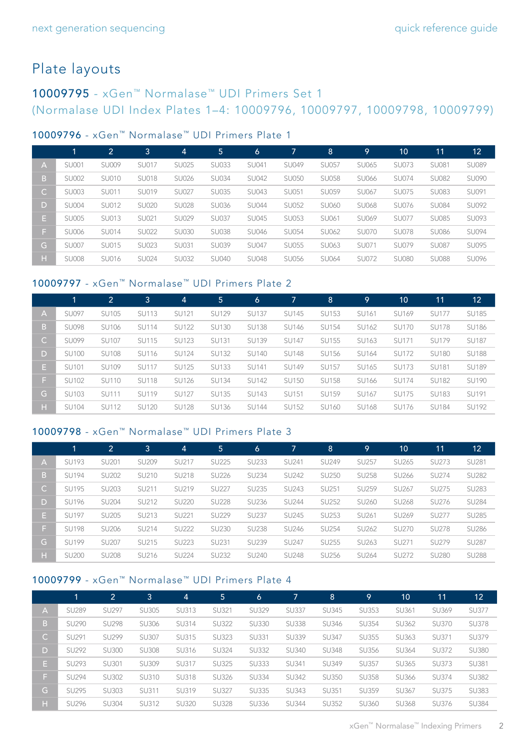# Plate layouts

## 10009795 - xGen™ Normalase™ UDI Primers Set 1 (Normalase UDI Index Plates 1–4: 10009796, 10009797, 10009798, 10009799)

### 10009796 - xGen™ Normalase™ UDI Primers Plate 1

| | 1 | 2 | 3 | 4 | 5 | 6 | 7 | 8 | 9 | 10 | 11 | 12 |
|---|---|---|---|---|---|---|---|---|---|---|---|---|
| A | SU001 | SU009 | SU017 | SU025 | SU033 | SU041 | SU049 | SU057 | SU065 | SU073 | SU081 | SU089 |
| B | SU002 | SU010 | SU018 | SU026 | SU034 | SU042 | SU050 | SU058 | SU066 | SU074 | SU082 | SU090 |
| C | SU003 | SU011 | SU019 | SU027 | SU035 | SU043 | SU051 | SU059 | SU067 | SU075 | SU083 | SU091 |
| D | SU004 | SU012 | SU020 | SU028 | SU036 | SU044 | SU052 | SU060 | SU068 | SU076 | SU084 | SU092 |
| E | SU005 | SU013 | SU021 | SU029 | SU037 | SU045 | SU053 | SU061 | SU069 | SU077 | SU085 | SU093 |
| F | SU006 | SU014 | SU022 | SU030 | SU038 | SU046 | SU054 | SU062 | SU070 | SU078 | SU086 | SU094 |
| G | SU007 | SU015 | SU023 | SU031 | SU039 | SU047 | SU055 | SU063 | SU071 | SU079 | SU087 | SU095 |
| H | SU008 | SU016 | SU024 | SU032 | SU040 | SU048 | SU056 | SU064 | SU072 | SU080 | SU088 | SU096 |

### 10009797 - xGen™ Normalase™ UDI Primers Plate 2

| | 1 | 2 | 3 | 4 | 5 | 6 | 7 | 8 | 9 | 10 | 11 | 12 |
|---|---|---|---|---|---|---|---|---|---|---|---|---|
| A | SU097 | SU105 | SU113 | SU121 | SU129 | SU137 | SU145 | SU153 | SU161 | SU169 | SU177 | SU185 |
| B | SU098 | SU106 | SU114 | SU122 | SU130 | SU138 | SU146 | SU154 | SU162 | SU170 | SU178 | SU186 |
| C | SU099 | SU107 | SU115 | SU123 | SU131 | SU139 | SU147 | SU155 | SU163 | SU171 | SU179 | SU187 |
| D | SU100 | SU108 | SU116 | SU124 | SU132 | SU140 | SU148 | SU156 | SU164 | SU172 | SU180 | SU188 |
| E | SU101 | SU109 | SU117 | SU125 | SU133 | SU141 | SU149 | SU157 | SU165 | SU173 | SU181 | SU189 |
| F | SU102 | SU110 | SU118 | SU126 | SU134 | SU142 | SU150 | SU158 | SU166 | SU174 | SU182 | SU190 |
| G | SU103 | SU111 | SU119 | SU127 | SU135 | SU143 | SU151 | SU159 | SU167 | SU175 | SU183 | SU191 |
| H | SU104 | SU112 | SU120 | SU128 | SU136 | SU144 | SU152 | SU160 | SU168 | SU176 | SU184 | SU192 |

### 10009798 - xGen™ Normalase™ UDI Primers Plate 3

| | 1 | 2 | 3 | 4 | 5 | 6 | 7 | 8 | 9 | 10 | 11 | 12 |
|---|---|---|---|---|---|---|---|---|---|---|---|---|
| A | SU193 | SU201 | SU209 | SU217 | SU225 | SU233 | SU241 | SU249 | SU257 | SU265 | SU273 | SU281 |
| B | SU194 | SU202 | SU210 | SU218 | SU226 | SU234 | SU242 | SU250 | SU258 | SU266 | SU274 | SU282 |
| C | SU195 | SU203 | SU211 | SU219 | SU227 | SU235 | SU243 | SU251 | SU259 | SU267 | SU275 | SU283 |
| D | SU196 | SU204 | SU212 | SU220 | SU228 | SU236 | SU244 | SU252 | SU260 | SU268 | SU276 | SU284 |
| E | SU197 | SU205 | SU213 | SU221 | SU229 | SU237 | SU245 | SU253 | SU261 | SU269 | SU277 | SU285 |
| F | SU198 | SU206 | SU214 | SU222 | SU230 | SU238 | SU246 | SU254 | SU262 | SU270 | SU278 | SU286 |
| G | SU199 | SU207 | SU215 | SU223 | SU231 | SU239 | SU247 | SU255 | SU263 | SU271 | SU279 | SU287 |
| H | SU200 | SU208 | SU216 | SU224 | SU232 | SU240 | SU248 | SU256 | SU264 | SU272 | SU280 | SU288 |

### 10009799 - xGen™ Normalase™ UDI Primers Plate 4

| | 1 | 2 | 3 | 4 | 5 | 6 | 7 | 8 | 9 | 10 | 11 | 12 |
|---|---|---|---|---|---|---|---|---|---|---|---|---|
| A | SU289 | SU297 | SU305 | SU313 | SU321 | SU329 | SU337 | SU345 | SU353 | SU361 | SU369 | SU377 |
| B | SU290 | SU298 | SU306 | SU314 | SU322 | SU330 | SU338 | SU346 | SU354 | SU362 | SU370 | SU378 |
| C | SU291 | SU299 | SU307 | SU315 | SU323 | SU331 | SU339 | SU347 | SU355 | SU363 | SU371 | SU379 |
| D | SU292 | SU300 | SU308 | SU316 | SU324 | SU332 | SU340 | SU348 | SU356 | SU364 | SU372 | SU380 |
| E | SU293 | SU301 | SU309 | SU317 | SU325 | SU333 | SU341 | SU349 | SU357 | SU365 | SU373 | SU381 |
| F | SU294 | SU302 | SU310 | SU318 | SU326 | SU334 | SU342 | SU350 | SU358 | SU366 | SU374 | SU382 |
| G | SU295 | SU303 | SU311 | SU319 | SU327 | SU335 | SU343 | SU351 | SU359 | SU367 | SU375 | SU383 |
| H | SU296 | SU304 | SU312 | SU320 | SU328 | SU336 | SU344 | SU352 | SU360 | SU368 | SU376 | SU384 |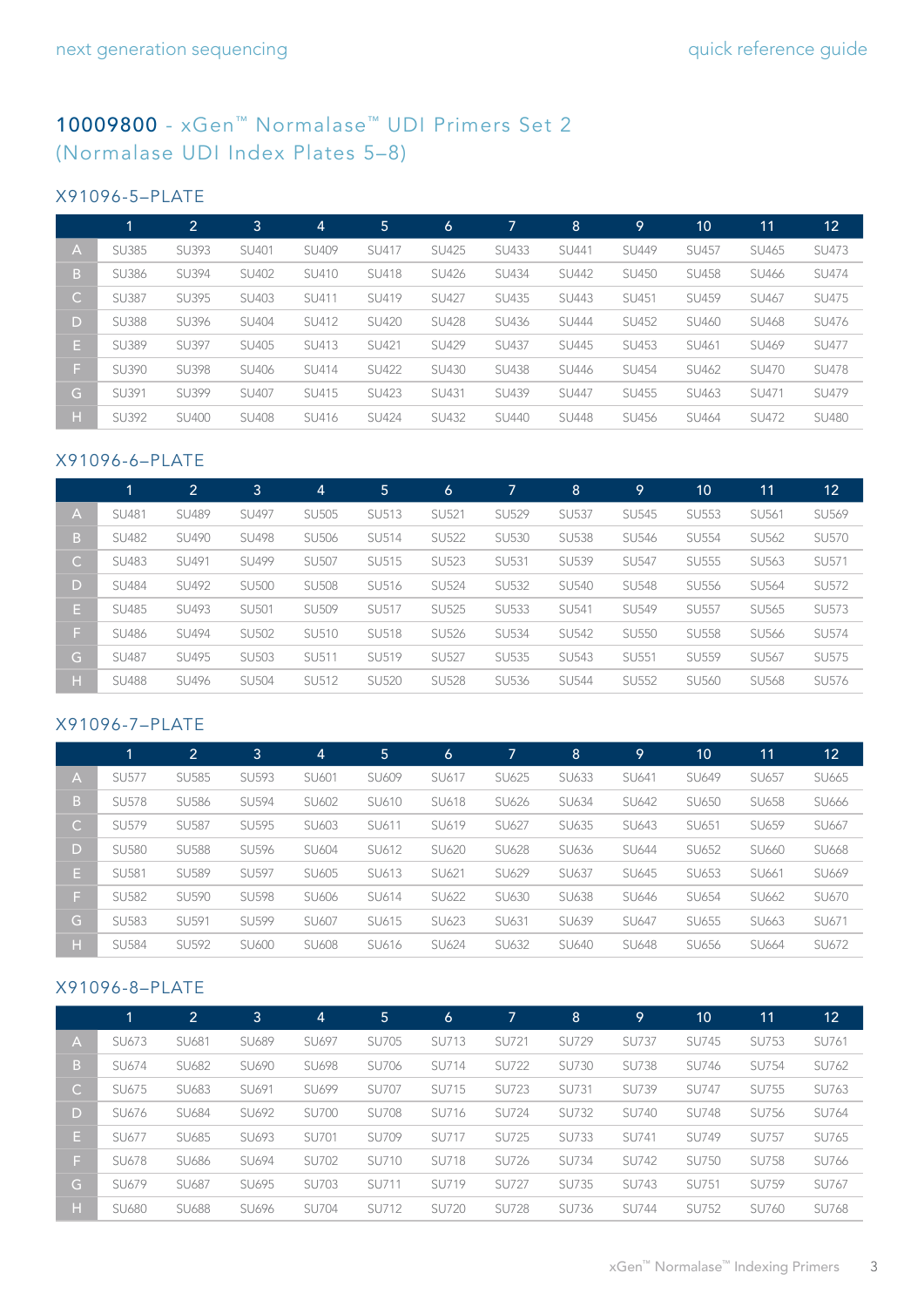# 10009800 - xGen™ Normalase™ UDI Primers Set 2 (Normalase UDI Index Plates 5–8)

## X91096-5–PLATE

| | 1 | 2 | 3 | 4 | 5 | 6 | 7 | 8 | 9 | 10 | 11 | 12 |
|---|---|---|---|---|---|---|---|---|---|---|---|---|
| A | SU385 | SU393 | SU401 | SU409 | SU417 | SU425 | SU433 | SU441 | SU449 | SU457 | SU465 | SU473 |
| B | SU386 | SU394 | SU402 | SU410 | SU418 | SU426 | SU434 | SU442 | SU450 | SU458 | SU466 | SU474 |
| C | SU387 | SU395 | SU403 | SU411 | SU419 | SU427 | SU435 | SU443 | SU451 | SU459 | SU467 | SU475 |
| D | SU388 | SU396 | SU404 | SU412 | SU420 | SU428 | SU436 | SU444 | SU452 | SU460 | SU468 | SU476 |
| E | SU389 | SU397 | SU405 | SU413 | SU421 | SU429 | SU437 | SU445 | SU453 | SU461 | SU469 | SU477 |
| F | SU390 | SU398 | SU406 | SU414 | SU422 | SU430 | SU438 | SU446 | SU454 | SU462 | SU470 | SU478 |
| G | SU391 | SU399 | SU407 | SU415 | SU423 | SU431 | SU439 | SU447 | SU455 | SU463 | SU471 | SU479 |
| H | SU392 | SU400 | SU408 | SU416 | SU424 | SU432 | SU440 | SU448 | SU456 | SU464 | SU472 | SU480 |

## X91096-6–PLATE

| | 1 | 2 | 3 | 4 | 5 | 6 | 7 | 8 | 9 | 10 | 11 | 12 |
|---|---|---|---|---|---|---|---|---|---|---|---|---|
| A | SU481 | SU489 | SU497 | SU505 | SU513 | SU521 | SU529 | SU537 | SU545 | SU553 | SU561 | SU569 |
| B | SU482 | SU490 | SU498 | SU506 | SU514 | SU522 | SU530 | SU538 | SU546 | SU554 | SU562 | SU570 |
| C | SU483 | SU491 | SU499 | SU507 | SU515 | SU523 | SU531 | SU539 | SU547 | SU555 | SU563 | SU571 |
| D | SU484 | SU492 | SU500 | SU508 | SU516 | SU524 | SU532 | SU540 | SU548 | SU556 | SU564 | SU572 |
| E | SU485 | SU493 | SU501 | SU509 | SU517 | SU525 | SU533 | SU541 | SU549 | SU557 | SU565 | SU573 |
| F | SU486 | SU494 | SU502 | SU510 | SU518 | SU526 | SU534 | SU542 | SU550 | SU558 | SU566 | SU574 |
| G | SU487 | SU495 | SU503 | SU511 | SU519 | SU527 | SU535 | SU543 | SU551 | SU559 | SU567 | SU575 |
| H | SU488 | SU496 | SU504 | SU512 | SU520 | SU528 | SU536 | SU544 | SU552 | SU560 | SU568 | SU576 |

## X91096-7–PLATE

| | 1 | 2 | 3 | 4 | 5 | 6 | 7 | 8 | 9 | 10 | 11 | 12 |
|---|---|---|---|---|---|---|---|---|---|---|---|---|
| A | SU577 | SU585 | SU593 | SU601 | SU609 | SU617 | SU625 | SU633 | SU641 | SU649 | SU657 | SU665 |
| B | SU578 | SU586 | SU594 | SU602 | SU610 | SU618 | SU626 | SU634 | SU642 | SU650 | SU658 | SU666 |
| C | SU579 | SU587 | SU595 | SU603 | SU611 | SU619 | SU627 | SU635 | SU643 | SU651 | SU659 | SU667 |
| D | SU580 | SU588 | SU596 | SU604 | SU612 | SU620 | SU628 | SU636 | SU644 | SU652 | SU660 | SU668 |
| E | SU581 | SU589 | SU597 | SU605 | SU613 | SU621 | SU629 | SU637 | SU645 | SU653 | SU661 | SU669 |
| F | SU582 | SU590 | SU598 | SU606 | SU614 | SU622 | SU630 | SU638 | SU646 | SU654 | SU662 | SU670 |
| G | SU583 | SU591 | SU599 | SU607 | SU615 | SU623 | SU631 | SU639 | SU647 | SU655 | SU663 | SU671 |
| H | SU584 | SU592 | SU600 | SU608 | SU616 | SU624 | SU632 | SU640 | SU648 | SU656 | SU664 | SU672 |

## X91096-8–PLATE

| | 1 | 2 | 3 | 4 | 5 | 6 | 7 | 8 | 9 | 10 | 11 | 12 |
|---|---|---|---|---|---|---|---|---|---|---|---|---|
| A | SU673 | SU681 | SU689 | SU697 | SU705 | SU713 | SU721 | SU729 | SU737 | SU745 | SU753 | SU761 |
| B | SU674 | SU682 | SU690 | SU698 | SU706 | SU714 | SU722 | SU730 | SU738 | SU746 | SU754 | SU762 |
| C | SU675 | SU683 | SU691 | SU699 | SU707 | SU715 | SU723 | SU731 | SU739 | SU747 | SU755 | SU763 |
| D | SU676 | SU684 | SU692 | SU700 | SU708 | SU716 | SU724 | SU732 | SU740 | SU748 | SU756 | SU764 |
| E | SU677 | SU685 | SU693 | SU701 | SU709 | SU717 | SU725 | SU733 | SU741 | SU749 | SU757 | SU765 |
| F | SU678 | SU686 | SU694 | SU702 | SU710 | SU718 | SU726 | SU734 | SU742 | SU750 | SU758 | SU766 |
| G | SU679 | SU687 | SU695 | SU703 | SU711 | SU719 | SU727 | SU735 | SU743 | SU751 | SU759 | SU767 |
| H | SU680 | SU688 | SU696 | SU704 | SU712 | SU720 | SU728 | SU736 | SU744 | SU752 | SU760 | SU768 |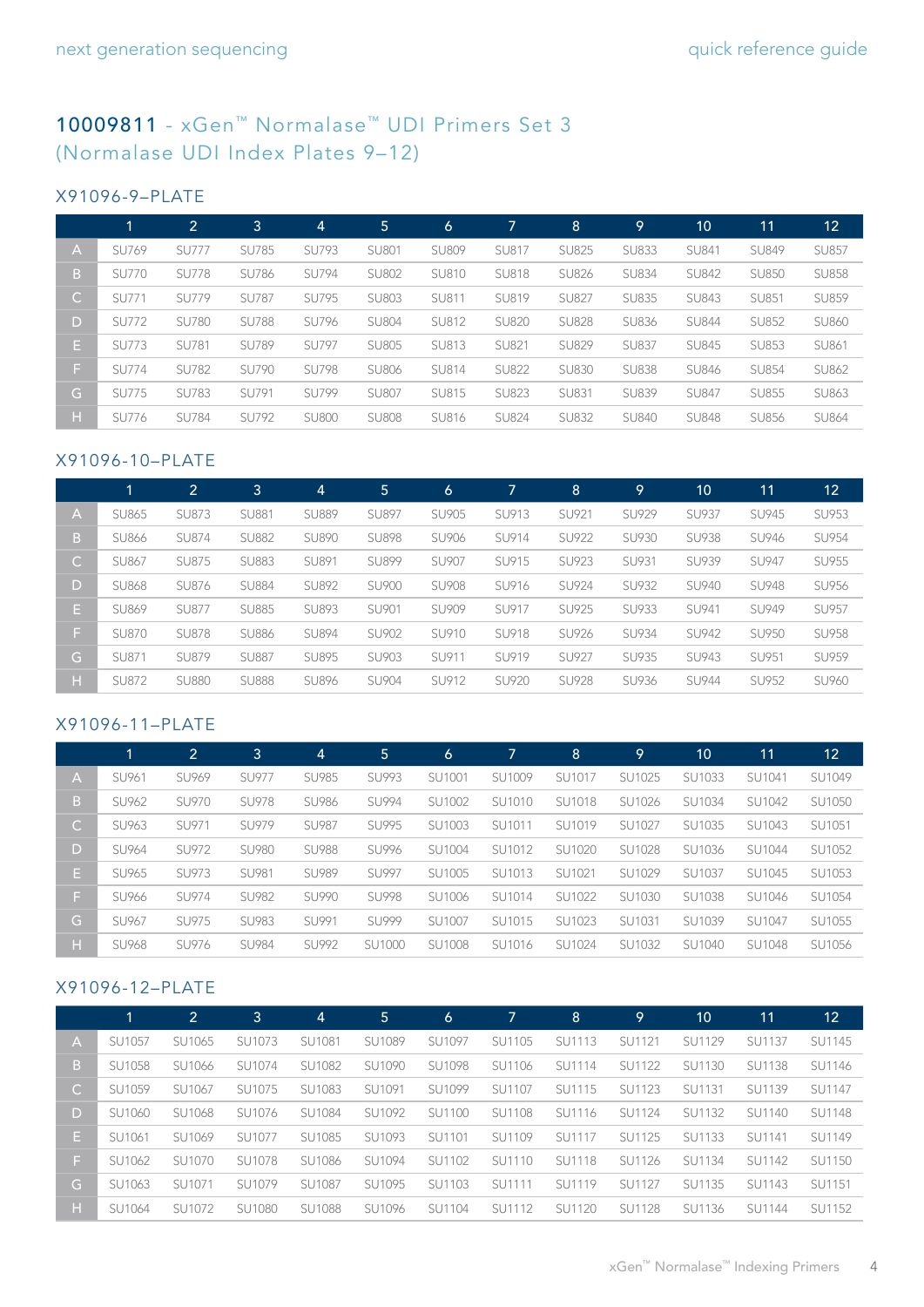## 10009811 - xGen™ Normalase™ UDI Primers Set 3 (Normalase UDI Index Plates 9–12)

### X91096-9–PLATE

| | 1 | 2 | 3 | 4 | 5 | 6 | 7 | 8 | 9 | 10 | 11 | 12 |
|---|---|---|---|---|---|---|---|---|---|---|---|---|
| A | SU769 | SU777 | SU785 | SU793 | SU801 | SU809 | SU817 | SU825 | SU833 | SU841 | SU849 | SU857 |
| B | SU770 | SU778 | SU786 | SU794 | SU802 | SU810 | SU818 | SU826 | SU834 | SU842 | SU850 | SU858 |
| C | SU771 | SU779 | SU787 | SU795 | SU803 | SU811 | SU819 | SU827 | SU835 | SU843 | SU851 | SU859 |
| D | SU772 | SU780 | SU788 | SU796 | SU804 | SU812 | SU820 | SU828 | SU836 | SU844 | SU852 | SU860 |
| E | SU773 | SU781 | SU789 | SU797 | SU805 | SU813 | SU821 | SU829 | SU837 | SU845 | SU853 | SU861 |
| F | SU774 | SU782 | SU790 | SU798 | SU806 | SU814 | SU822 | SU830 | SU838 | SU846 | SU854 | SU862 |
| G | SU775 | SU783 | SU791 | SU799 | SU807 | SU815 | SU823 | SU831 | SU839 | SU847 | SU855 | SU863 |
| H | SU776 | SU784 | SU792 | SU800 | SU808 | SU816 | SU824 | SU832 | SU840 | SU848 | SU856 | SU864 |

### X91096-10–PLATE

| | 1 | 2 | 3 | 4 | 5 | 6 | 7 | 8 | 9 | 10 | 11 | 12 |
|---|---|---|---|---|---|---|---|---|---|---|---|---|
| A | SU865 | SU873 | SU881 | SU889 | SU897 | SU905 | SU913 | SU921 | SU929 | SU937 | SU945 | SU953 |
| B | SU866 | SU874 | SU882 | SU890 | SU898 | SU906 | SU914 | SU922 | SU930 | SU938 | SU946 | SU954 |
| C | SU867 | SU875 | SU883 | SU891 | SU899 | SU907 | SU915 | SU923 | SU931 | SU939 | SU947 | SU955 |
| D | SU868 | SU876 | SU884 | SU892 | SU900 | SU908 | SU916 | SU924 | SU932 | SU940 | SU948 | SU956 |
| E | SU869 | SU877 | SU885 | SU893 | SU901 | SU909 | SU917 | SU925 | SU933 | SU941 | SU949 | SU957 |
| F | SU870 | SU878 | SU886 | SU894 | SU902 | SU910 | SU918 | SU926 | SU934 | SU942 | SU950 | SU958 |
| G | SU871 | SU879 | SU887 | SU895 | SU903 | SU911 | SU919 | SU927 | SU935 | SU943 | SU951 | SU959 |
| H | SU872 | SU880 | SU888 | SU896 | SU904 | SU912 | SU920 | SU928 | SU936 | SU944 | SU952 | SU960 |

### X91096-11–PLATE

| | 1 | 2 | 3 | 4 | 5 | 6 | 7 | 8 | 9 | 10 | 11 | 12 |
|---|---|---|---|---|---|---|---|---|---|---|---|---|
| A | SU961 | SU969 | SU977 | SU985 | SU993 | SU1001 | SU1009 | SU1017 | SU1025 | SU1033 | SU1041 | SU1049 |
| B | SU962 | SU970 | SU978 | SU986 | SU994 | SU1002 | SU1010 | SU1018 | SU1026 | SU1034 | SU1042 | SU1050 |
| C | SU963 | SU971 | SU979 | SU987 | SU995 | SU1003 | SU1011 | SU1019 | SU1027 | SU1035 | SU1043 | SU1051 |
| D | SU964 | SU972 | SU980 | SU988 | SU996 | SU1004 | SU1012 | SU1020 | SU1028 | SU1036 | SU1044 | SU1052 |
| E | SU965 | SU973 | SU981 | SU989 | SU997 | SU1005 | SU1013 | SU1021 | SU1029 | SU1037 | SU1045 | SU1053 |
| F | SU966 | SU974 | SU982 | SU990 | SU998 | SU1006 | SU1014 | SU1022 | SU1030 | SU1038 | SU1046 | SU1054 |
| G | SU967 | SU975 | SU983 | SU991 | SU999 | SU1007 | SU1015 | SU1023 | SU1031 | SU1039 | SU1047 | SU1055 |
| H | SU968 | SU976 | SU984 | SU992 | SU1000 | SU1008 | SU1016 | SU1024 | SU1032 | SU1040 | SU1048 | SU1056 |

### X91096-12–PLATE

| | 1 | 2 | 3 | 4 | 5 | 6 | 7 | 8 | 9 | 10 | 11 | 12 |
|---|---|---|---|---|---|---|---|---|---|---|---|---|
| A | SU1057 | SU1065 | SU1073 | SU1081 | SU1089 | SU1097 | SU1105 | SU1113 | SU1121 | SU1129 | SU1137 | SU1145 |
| B | SU1058 | SU1066 | SU1074 | SU1082 | SU1090 | SU1098 | SU1106 | SU1114 | SU1122 | SU1130 | SU1138 | SU1146 |
| C | SU1059 | SU1067 | SU1075 | SU1083 | SU1091 | SU1099 | SU1107 | SU1115 | SU1123 | SU1131 | SU1139 | SU1147 |
| D | SU1060 | SU1068 | SU1076 | SU1084 | SU1092 | SU1100 | SU1108 | SU1116 | SU1124 | SU1132 | SU1140 | SU1148 |
| E | SU1061 | SU1069 | SU1077 | SU1085 | SU1093 | SU1101 | SU1109 | SU1117 | SU1125 | SU1133 | SU1141 | SU1149 |
| F | SU1062 | SU1070 | SU1078 | SU1086 | SU1094 | SU1102 | SU1110 | SU1118 | SU1126 | SU1134 | SU1142 | SU1150 |
| G | SU1063 | SU1071 | SU1079 | SU1087 | SU1095 | SU1103 | SU1111 | SU1119 | SU1127 | SU1135 | SU1143 | SU1151 |
| H | SU1064 | SU1072 | SU1080 | SU1088 | SU1096 | SU1104 | SU1112 | SU1120 | SU1128 | SU1136 | SU1144 | SU1152 |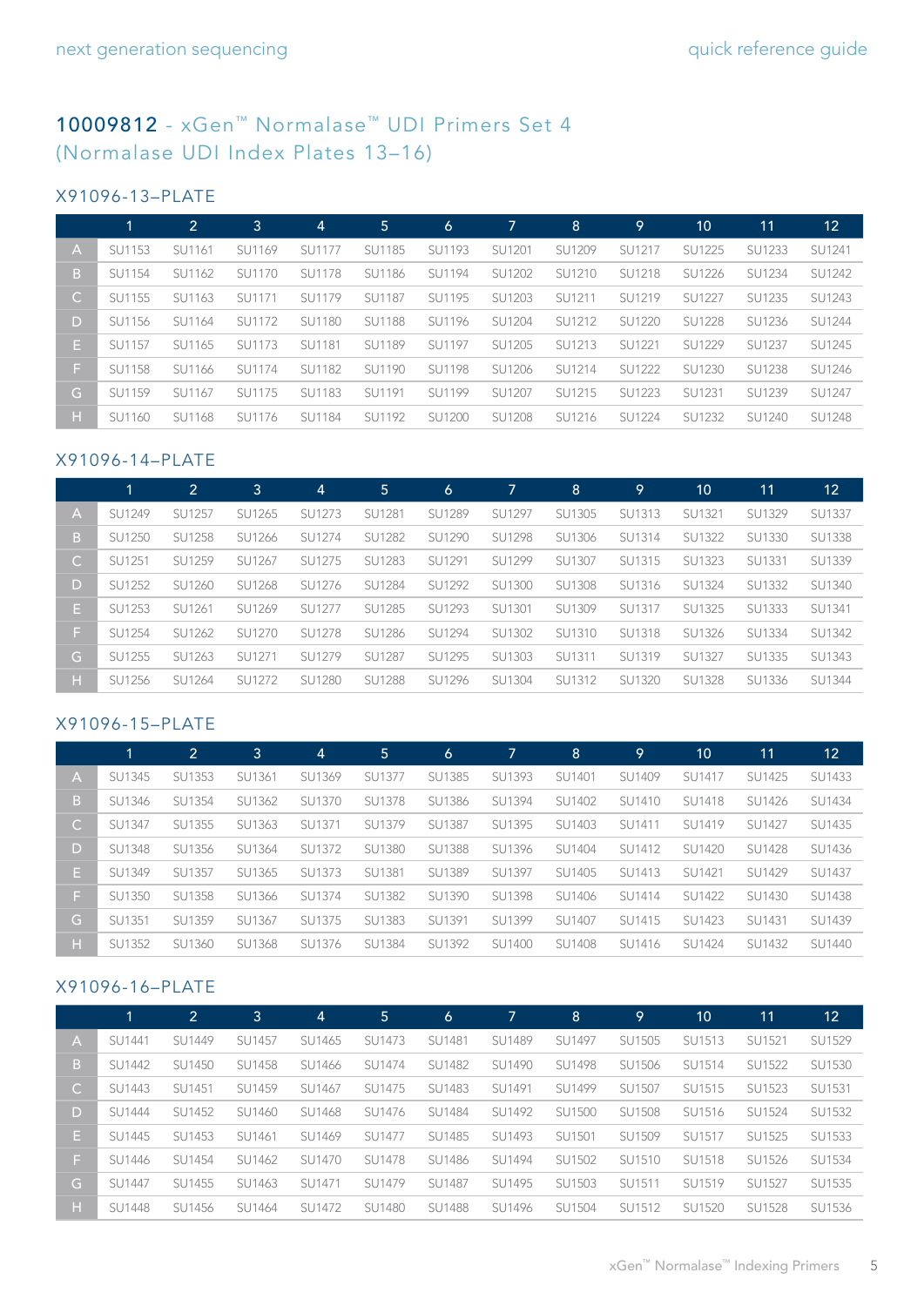# 10009812 - xGen™ Normalase™ UDI Primers Set 4 (Normalase UDI Index Plates 13–16)

## X91096-13–PLATE

| | 1 | 2 | 3 | 4 | 5 | 6 | 7 | 8 | 9 | 10 | 11 | 12 |
|---|---|---|---|---|---|---|---|---|---|---|---|---|
| A | SU1153 | SU1161 | SU1169 | SU1177 | SU1185 | SU1193 | SU1201 | SU1209 | SU1217 | SU1225 | SU1233 | SU1241 |
| B | SU1154 | SU1162 | SU1170 | SU1178 | SU1186 | SU1194 | SU1202 | SU1210 | SU1218 | SU1226 | SU1234 | SU1242 |
| C | SU1155 | SU1163 | SU1171 | SU1179 | SU1187 | SU1195 | SU1203 | SU1211 | SU1219 | SU1227 | SU1235 | SU1243 |
| D | SU1156 | SU1164 | SU1172 | SU1180 | SU1188 | SU1196 | SU1204 | SU1212 | SU1220 | SU1228 | SU1236 | SU1244 |
| E | SU1157 | SU1165 | SU1173 | SU1181 | SU1189 | SU1197 | SU1205 | SU1213 | SU1221 | SU1229 | SU1237 | SU1245 |
| F | SU1158 | SU1166 | SU1174 | SU1182 | SU1190 | SU1198 | SU1206 | SU1214 | SU1222 | SU1230 | SU1238 | SU1246 |
| G | SU1159 | SU1167 | SU1175 | SU1183 | SU1191 | SU1199 | SU1207 | SU1215 | SU1223 | SU1231 | SU1239 | SU1247 |
| H | SU1160 | SU1168 | SU1176 | SU1184 | SU1192 | SU1200 | SU1208 | SU1216 | SU1224 | SU1232 | SU1240 | SU1248 |

## X91096-14–PLATE

| | 1 | 2 | 3 | 4 | 5 | 6 | 7 | 8 | 9 | 10 | 11 | 12 |
|---|---|---|---|---|---|---|---|---|---|---|---|---|
| A | SU1249 | SU1257 | SU1265 | SU1273 | SU1281 | SU1289 | SU1297 | SU1305 | SU1313 | SU1321 | SU1329 | SU1337 |
| B | SU1250 | SU1258 | SU1266 | SU1274 | SU1282 | SU1290 | SU1298 | SU1306 | SU1314 | SU1322 | SU1330 | SU1338 |
| C | SU1251 | SU1259 | SU1267 | SU1275 | SU1283 | SU1291 | SU1299 | SU1307 | SU1315 | SU1323 | SU1331 | SU1339 |
| D | SU1252 | SU1260 | SU1268 | SU1276 | SU1284 | SU1292 | SU1300 | SU1308 | SU1316 | SU1324 | SU1332 | SU1340 |
| E | SU1253 | SU1261 | SU1269 | SU1277 | SU1285 | SU1293 | SU1301 | SU1309 | SU1317 | SU1325 | SU1333 | SU1341 |
| F | SU1254 | SU1262 | SU1270 | SU1278 | SU1286 | SU1294 | SU1302 | SU1310 | SU1318 | SU1326 | SU1334 | SU1342 |
| G | SU1255 | SU1263 | SU1271 | SU1279 | SU1287 | SU1295 | SU1303 | SU1311 | SU1319 | SU1327 | SU1335 | SU1343 |
| H | SU1256 | SU1264 | SU1272 | SU1280 | SU1288 | SU1296 | SU1304 | SU1312 | SU1320 | SU1328 | SU1336 | SU1344 |

## X91096-15–PLATE

| | 1 | 2 | 3 | 4 | 5 | 6 | 7 | 8 | 9 | 10 | 11 | 12 |
|---|---|---|---|---|---|---|---|---|---|---|---|---|
| A | SU1345 | SU1353 | SU1361 | SU1369 | SU1377 | SU1385 | SU1393 | SU1401 | SU1409 | SU1417 | SU1425 | SU1433 |
| B | SU1346 | SU1354 | SU1362 | SU1370 | SU1378 | SU1386 | SU1394 | SU1402 | SU1410 | SU1418 | SU1426 | SU1434 |
| C | SU1347 | SU1355 | SU1363 | SU1371 | SU1379 | SU1387 | SU1395 | SU1403 | SU1411 | SU1419 | SU1427 | SU1435 |
| D | SU1348 | SU1356 | SU1364 | SU1372 | SU1380 | SU1388 | SU1396 | SU1404 | SU1412 | SU1420 | SU1428 | SU1436 |
| E | SU1349 | SU1357 | SU1365 | SU1373 | SU1381 | SU1389 | SU1397 | SU1405 | SU1413 | SU1421 | SU1429 | SU1437 |
| F | SU1350 | SU1358 | SU1366 | SU1374 | SU1382 | SU1390 | SU1398 | SU1406 | SU1414 | SU1422 | SU1430 | SU1438 |
| G | SU1351 | SU1359 | SU1367 | SU1375 | SU1383 | SU1391 | SU1399 | SU1407 | SU1415 | SU1423 | SU1431 | SU1439 |
| H | SU1352 | SU1360 | SU1368 | SU1376 | SU1384 | SU1392 | SU1400 | SU1408 | SU1416 | SU1424 | SU1432 | SU1440 |

## X91096-16–PLATE

| | 1 | 2 | 3 | 4 | 5 | 6 | 7 | 8 | 9 | 10 | 11 | 12 |
|---|---|---|---|---|---|---|---|---|---|---|---|---|
| A | SU1441 | SU1449 | SU1457 | SU1465 | SU1473 | SU1481 | SU1489 | SU1497 | SU1505 | SU1513 | SU1521 | SU1529 |
| B | SU1442 | SU1450 | SU1458 | SU1466 | SU1474 | SU1482 | SU1490 | SU1498 | SU1506 | SU1514 | SU1522 | SU1530 |
| C | SU1443 | SU1451 | SU1459 | SU1467 | SU1475 | SU1483 | SU1491 | SU1499 | SU1507 | SU1515 | SU1523 | SU1531 |
| D | SU1444 | SU1452 | SU1460 | SU1468 | SU1476 | SU1484 | SU1492 | SU1500 | SU1508 | SU1516 | SU1524 | SU1532 |
| E | SU1445 | SU1453 | SU1461 | SU1469 | SU1477 | SU1485 | SU1493 | SU1501 | SU1509 | SU1517 | SU1525 | SU1533 |
| F | SU1446 | SU1454 | SU1462 | SU1470 | SU1478 | SU1486 | SU1494 | SU1502 | SU1510 | SU1518 | SU1526 | SU1534 |
| G | SU1447 | SU1455 | SU1463 | SU1471 | SU1479 | SU1487 | SU1495 | SU1503 | SU1511 | SU1519 | SU1527 | SU1535 |
| H | SU1448 | SU1456 | SU1464 | SU1472 | SU1480 | SU1488 | SU1496 | SU1504 | SU1512 | SU1520 | SU1528 | SU1536 |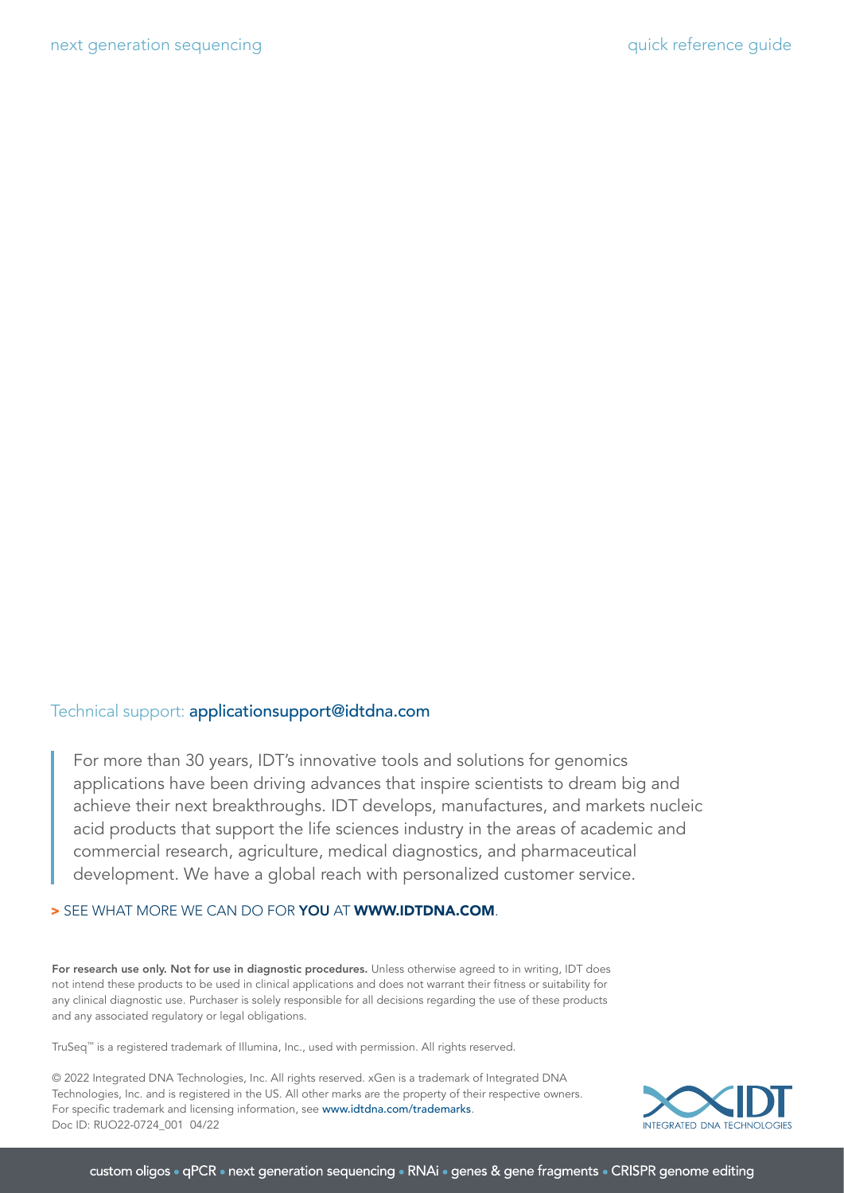Technical support: applicationsupport@idtdna.com

For more than 30 years, IDT's innovative tools and solutions for genomics applications have been driving advances that inspire scientists to dream big and achieve their next breakthroughs. IDT develops, manufactures, and markets nucleic acid products that support the life sciences industry in the areas of academic and commercial research, agriculture, medical diagnostics, and pharmaceutical development. We have a global reach with personalized customer service.

> SEE WHAT MORE WE CAN DO FOR **YOU** AT **WWW.IDTDNA.COM**.

**For research use only. Not for use in diagnostic procedures.** Unless otherwise agreed to in writing, IDT does not intend these products to be used in clinical applications and does not warrant their fitness or suitability for any clinical diagnostic use. Purchaser is solely responsible for all decisions regarding the use of these products and any associated regulatory or legal obligations.

TruSeq™ is a registered trademark of Illumina, Inc., used with permission. All rights reserved.

© 2022 Integrated DNA Technologies, Inc. All rights reserved. xGen is a trademark of Integrated DNA Technologies, Inc. and is registered in the US. All other marks are the property of their respective owners. For specific trademark and licensing information, see www.idtdna.com/trademarks.
Doc ID: RUO22-0724_001 04/22

INTEGRATED DNA TECHNOLOGIES

custom oligos • qPCR • next generation sequencing • RNAi • genes & gene fragments • CRISPR genome editing